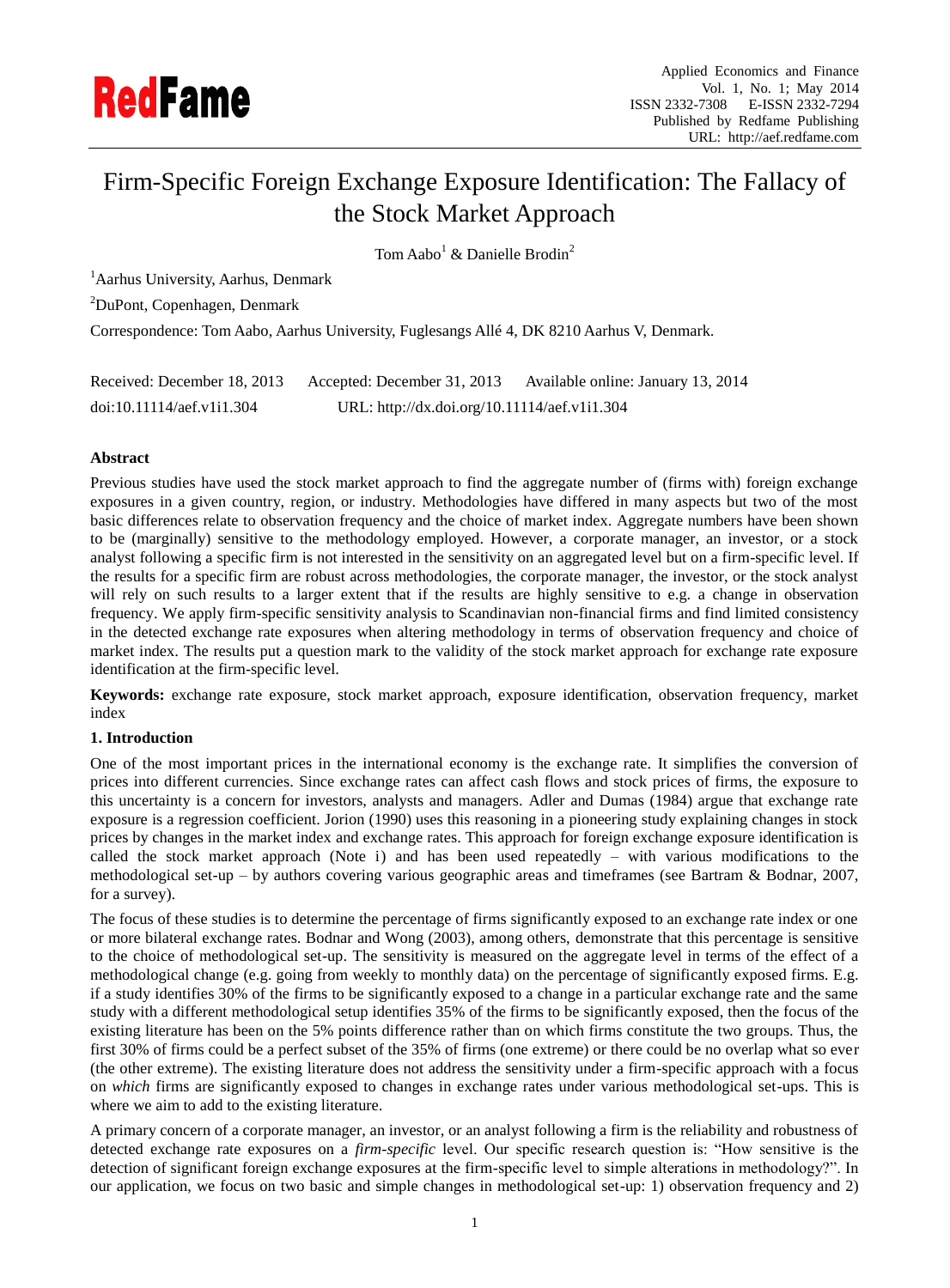# Firm-Specific Foreign Exchange Exposure Identification: The Fallacy of the Stock Market Approach

Tom Aabo[1] & Danielle Brodin[2]

[1]Aarhus University, Aarhus, Denmark

[2]DuPont, Copenhagen, Denmark

Correspondence: Tom Aabo, Aarhus University, Fuglesangs Allé 4, DK 8210 Aarhus V, Denmark.

Received: December 18, 2013  Accepted: December 31, 2013  Available online: January 13, 2014

doi:10.11114/aef.v1i1.304  URL: http://dx.doi.org/10.11114/aef.v1i1.304

**Abstract**

Previous studies have used the stock market approach to find the aggregate number of (firms with) foreign exchange exposures in a given country, region, or industry. Methodologies have differed in many aspects but two of the most basic differences relate to observation frequency and the choice of market index. Aggregate numbers have been shown to be (marginally) sensitive to the methodology employed. However, a corporate manager, an investor, or a stock analyst following a specific firm is not interested in the sensitivity on an aggregated level but on a firm-specific level. If the results for a specific firm are robust across methodologies, the corporate manager, the investor, or the stock analyst will rely on such results to a larger extent that if the results are highly sensitive to e.g. a change in observation frequency. We apply firm-specific sensitivity analysis to Scandinavian non-financial firms and find limited consistency in the detected exchange rate exposures when altering methodology in terms of observation frequency and choice of market index. The results put a question mark to the validity of the stock market approach for exchange rate exposure identification at the firm-specific level.

**Keywords:** exchange rate exposure, stock market approach, exposure identification, observation frequency, market index

## 1. Introduction

One of the most important prices in the international economy is the exchange rate. It simplifies the conversion of prices into different currencies. Since exchange rates can affect cash flows and stock prices of firms, the exposure to this uncertainty is a concern for investors, analysts and managers. Adler and Dumas (1984) argue that exchange rate exposure is a regression coefficient. Jorion (1990) uses this reasoning in a pioneering study explaining changes in stock prices by changes in the market index and exchange rates. This approach for foreign exchange exposure identification is called the stock market approach (Note i) and has been used repeatedly – with various modifications to the methodological set-up – by authors covering various geographic areas and timeframes (see Bartram & Bodnar, 2007, for a survey).

The focus of these studies is to determine the percentage of firms significantly exposed to an exchange rate index or one or more bilateral exchange rates. Bodnar and Wong (2003), among others, demonstrate that this percentage is sensitive to the choice of methodological set-up. The sensitivity is measured on the aggregate level in terms of the effect of a methodological change (e.g. going from weekly to monthly data) on the percentage of significantly exposed firms. E.g. if a study identifies 30% of the firms to be significantly exposed to a change in a particular exchange rate and the same study with a different methodological setup identifies 35% of the firms to be significantly exposed, then the focus of the existing literature has been on the 5% points difference rather than on which firms constitute the two groups. Thus, the first 30% of firms could be a perfect subset of the 35% of firms (one extreme) or there could be no overlap what so ever (the other extreme). The existing literature does not address the sensitivity under a firm-specific approach with a focus on *which* firms are significantly exposed to changes in exchange rates under various methodological set-ups. This is where we aim to add to the existing literature.

A primary concern of a corporate manager, an investor, or an analyst following a firm is the reliability and robustness of detected exchange rate exposures on a *firm-specific* level. Our specific research question is: "How sensitive is the detection of significant foreign exchange exposures at the firm-specific level to simple alterations in methodology?". In our application, we focus on two basic and simple changes in methodological set-up: 1) observation frequency and 2)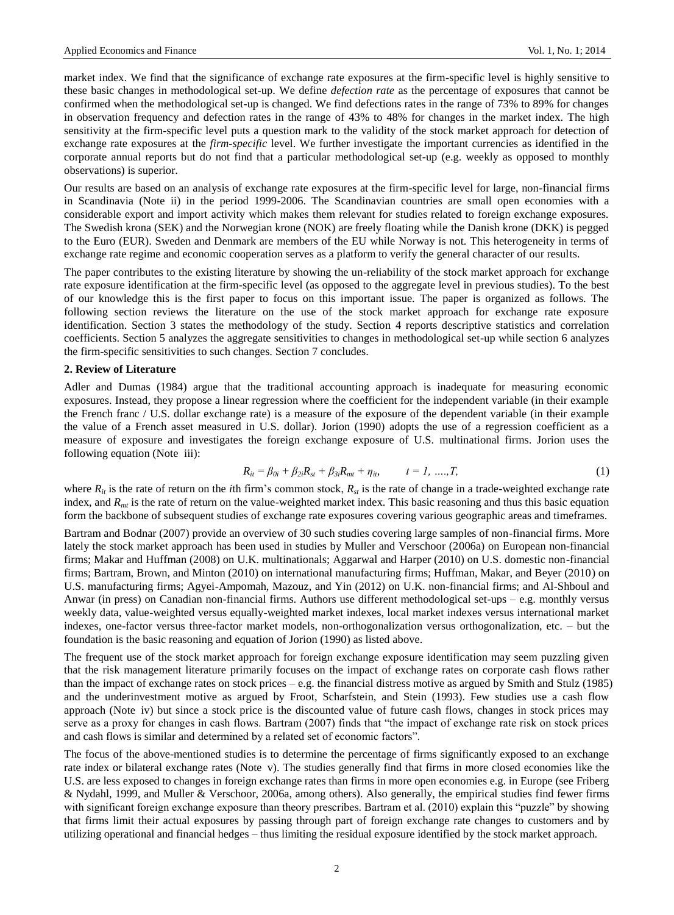market index. We find that the significance of exchange rate exposures at the firm-specific level is highly sensitive to these basic changes in methodological set-up. We define *defection rate* as the percentage of exposures that cannot be confirmed when the methodological set-up is changed. We find defections rates in the range of 73% to 89% for changes in observation frequency and defection rates in the range of 43% to 48% for changes in the market index. The high sensitivity at the firm-specific level puts a question mark to the validity of the stock market approach for detection of exchange rate exposures at the *firm-specific* level. We further investigate the important currencies as identified in the corporate annual reports but do not find that a particular methodological set-up (e.g. weekly as opposed to monthly observations) is superior.

Our results are based on an analysis of exchange rate exposures at the firm-specific level for large, non-financial firms in Scandinavia (Note ii) in the period 1999-2006. The Scandinavian countries are small open economies with a considerable export and import activity which makes them relevant for studies related to foreign exchange exposures. The Swedish krona (SEK) and the Norwegian krone (NOK) are freely floating while the Danish krone (DKK) is pegged to the Euro (EUR). Sweden and Denmark are members of the EU while Norway is not. This heterogeneity in terms of exchange rate regime and economic cooperation serves as a platform to verify the general character of our results.

The paper contributes to the existing literature by showing the un-reliability of the stock market approach for exchange rate exposure identification at the firm-specific level (as opposed to the aggregate level in previous studies). To the best of our knowledge this is the first paper to focus on this important issue. The paper is organized as follows. The following section reviews the literature on the use of the stock market approach for exchange rate exposure identification. Section 3 states the methodology of the study. Section 4 reports descriptive statistics and correlation coefficients. Section 5 analyzes the aggregate sensitivities to changes in methodological set-up while section 6 analyzes the firm-specific sensitivities to such changes. Section 7 concludes.

## 2. Review of Literature

Adler and Dumas (1984) argue that the traditional accounting approach is inadequate for measuring economic exposures. Instead, they propose a linear regression where the coefficient for the independent variable (in their example the French franc / U.S. dollar exchange rate) is a measure of the exposure of the dependent variable (in their example the value of a French asset measured in U.S. dollar). Jorion (1990) adopts the use of a regression coefficient as a measure of exposure and investigates the foreign exchange exposure of U.S. multinational firms. Jorion uses the following equation (Note iii):

$$R_{it} = \beta_{0i} + \beta_{2i}R_{st} + \beta_{3i}R_{mt} + \eta_{it}, \qquad t = 1, \ldots, T, \tag{1}$$

where $R_{it}$ is the rate of return on the $i$th firm's common stock, $R_{st}$ is the rate of change in a trade-weighted exchange rate index, and $R_{mt}$ is the rate of return on the value-weighted market index. This basic reasoning and thus this basic equation form the backbone of subsequent studies of exchange rate exposures covering various geographic areas and timeframes.

Bartram and Bodnar (2007) provide an overview of 30 such studies covering large samples of non-financial firms. More lately the stock market approach has been used in studies by Muller and Verschoor (2006a) on European non-financial firms; Makar and Huffman (2008) on U.K. multinationals; Aggarwal and Harper (2010) on U.S. domestic non-financial firms; Bartram, Brown, and Minton (2010) on international manufacturing firms; Huffman, Makar, and Beyer (2010) on U.S. manufacturing firms; Agyei-Ampomah, Mazouz, and Yin (2012) on U.K. non-financial firms; and Al-Shboul and Anwar (in press) on Canadian non-financial firms. Authors use different methodological set-ups – e.g. monthly versus weekly data, value-weighted versus equally-weighted market indexes, local market indexes versus international market indexes, one-factor versus three-factor market models, non-orthogonalization versus orthogonalization, etc. – but the foundation is the basic reasoning and equation of Jorion (1990) as listed above.

The frequent use of the stock market approach for foreign exchange exposure identification may seem puzzling given that the risk management literature primarily focuses on the impact of exchange rates on corporate cash flows rather than the impact of exchange rates on stock prices – e.g. the financial distress motive as argued by Smith and Stulz (1985) and the underinvestment motive as argued by Froot, Scharfstein, and Stein (1993). Few studies use a cash flow approach (Note iv) but since a stock price is the discounted value of future cash flows, changes in stock prices may serve as a proxy for changes in cash flows. Bartram (2007) finds that "the impact of exchange rate risk on stock prices and cash flows is similar and determined by a related set of economic factors".

The focus of the above-mentioned studies is to determine the percentage of firms significantly exposed to an exchange rate index or bilateral exchange rates (Note v). The studies generally find that firms in more closed economies like the U.S. are less exposed to changes in foreign exchange rates than firms in more open economies e.g. in Europe (see Friberg & Nydahl, 1999, and Muller & Verschoor, 2006a, among others). Also generally, the empirical studies find fewer firms with significant foreign exchange exposure than theory prescribes. Bartram et al. (2010) explain this "puzzle" by showing that firms limit their actual exposures by passing through part of foreign exchange rate changes to customers and by utilizing operational and financial hedges – thus limiting the residual exposure identified by the stock market approach.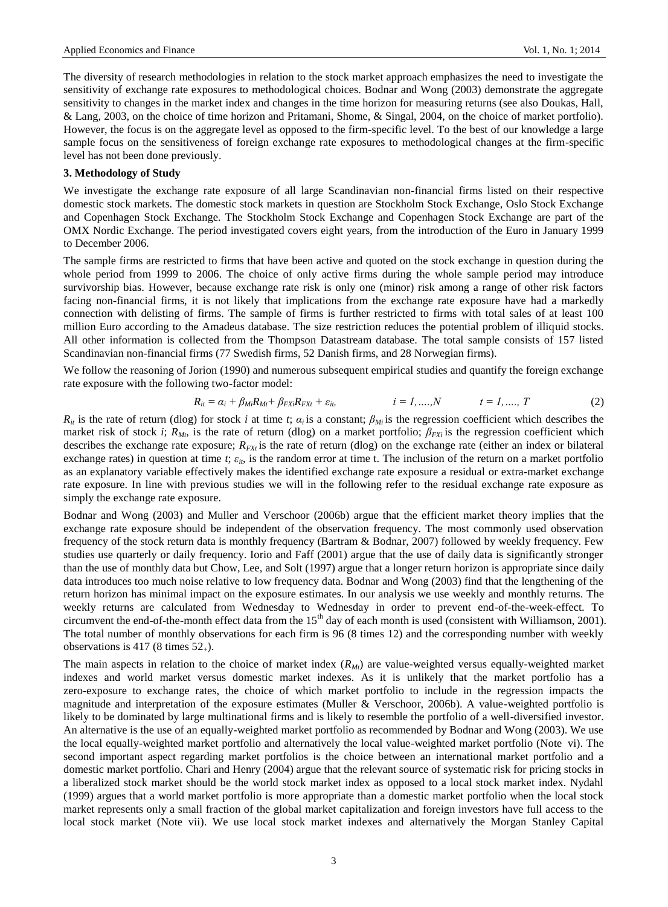The diversity of research methodologies in relation to the stock market approach emphasizes the need to investigate the sensitivity of exchange rate exposures to methodological choices. Bodnar and Wong (2003) demonstrate the aggregate sensitivity to changes in the market index and changes in the time horizon for measuring returns (see also Doukas, Hall, & Lang, 2003, on the choice of time horizon and Pritamani, Shome, & Singal, 2004, on the choice of market portfolio). However, the focus is on the aggregate level as opposed to the firm-specific level. To the best of our knowledge a large sample focus on the sensitiveness of foreign exchange rate exposures to methodological changes at the firm-specific level has not been done previously.

### 3. Methodology of Study

We investigate the exchange rate exposure of all large Scandinavian non-financial firms listed on their respective domestic stock markets. The domestic stock markets in question are Stockholm Stock Exchange, Oslo Stock Exchange and Copenhagen Stock Exchange. The Stockholm Stock Exchange and Copenhagen Stock Exchange are part of the OMX Nordic Exchange. The period investigated covers eight years, from the introduction of the Euro in January 1999 to December 2006.

The sample firms are restricted to firms that have been active and quoted on the stock exchange in question during the whole period from 1999 to 2006. The choice of only active firms during the whole sample period may introduce survivorship bias. However, because exchange rate risk is only one (minor) risk among a range of other risk factors facing non-financial firms, it is not likely that implications from the exchange rate exposure have had a markedly connection with delisting of firms. The sample of firms is further restricted to firms with total sales of at least 100 million Euro according to the Amadeus database. The size restriction reduces the potential problem of illiquid stocks. All other information is collected from the Thompson Datastream database. The total sample consists of 157 listed Scandinavian non-financial firms (77 Swedish firms, 52 Danish firms, and 28 Norwegian firms).

We follow the reasoning of Jorion (1990) and numerous subsequent empirical studies and quantify the foreign exchange rate exposure with the following two-factor model:

$$R_{it} = \alpha_i + \beta_{Mi} R_{Mt} + \beta_{FXi} R_{FXt} + \varepsilon_{it}, \qquad i = 1, \ldots, N \qquad t = 1, \ldots, T \tag{2}$$

$R_{it}$ is the rate of return (dlog) for stock $i$ at time $t$; $\alpha_i$ is a constant; $\beta_{Mi}$ is the regression coefficient which describes the market risk of stock $i$; $R_{Mt}$, is the rate of return (dlog) on a market portfolio; $\beta_{FXi}$ is the regression coefficient which describes the exchange rate exposure; $R_{FXt}$ is the rate of return (dlog) on the exchange rate (either an index or bilateral exchange rates) in question at time $t$; $\varepsilon_{it}$, is the random error at time t. The inclusion of the return on a market portfolio as an explanatory variable effectively makes the identified exchange rate exposure a residual or extra-market exchange rate exposure. In line with previous studies we will in the following refer to the residual exchange rate exposure as simply the exchange rate exposure.

Bodnar and Wong (2003) and Muller and Verschoor (2006b) argue that the efficient market theory implies that the exchange rate exposure should be independent of the observation frequency. The most commonly used observation frequency of the stock return data is monthly frequency (Bartram & Bodnar, 2007) followed by weekly frequency. Few studies use quarterly or daily frequency. Iorio and Faff (2001) argue that the use of daily data is significantly stronger than the use of monthly data but Chow, Lee, and Solt (1997) argue that a longer return horizon is appropriate since daily data introduces too much noise relative to low frequency data. Bodnar and Wong (2003) find that the lengthening of the return horizon has minimal impact on the exposure estimates. In our analysis we use weekly and monthly returns. The weekly returns are calculated from Wednesday to Wednesday in order to prevent end-of-the-week-effect. To circumvent the end-of-the-month effect data from the 15th day of each month is used (consistent with Williamson, 2001). The total number of monthly observations for each firm is 96 (8 times 12) and the corresponding number with weekly observations is 417 (8 times $52_+$).

The main aspects in relation to the choice of market index ($R_{Mt}$) are value-weighted versus equally-weighted market indexes and world market versus domestic market indexes. As it is unlikely that the market portfolio has a zero-exposure to exchange rates, the choice of which market portfolio to include in the regression impacts the magnitude and interpretation of the exposure estimates (Muller & Verschoor, 2006b). A value-weighted portfolio is likely to be dominated by large multinational firms and is likely to resemble the portfolio of a well-diversified investor. An alternative is the use of an equally-weighted market portfolio as recommended by Bodnar and Wong (2003). We use the local equally-weighted market portfolio and alternatively the local value-weighted market portfolio (Note vi). The second important aspect regarding market portfolios is the choice between an international market portfolio and a domestic market portfolio. Chari and Henry (2004) argue that the relevant source of systematic risk for pricing stocks in a liberalized stock market should be the world stock market index as opposed to a local stock market index. Nydahl (1999) argues that a world market portfolio is more appropriate than a domestic market portfolio when the local stock market represents only a small fraction of the global market capitalization and foreign investors have full access to the local stock market (Note vii). We use local stock market indexes and alternatively the Morgan Stanley Capital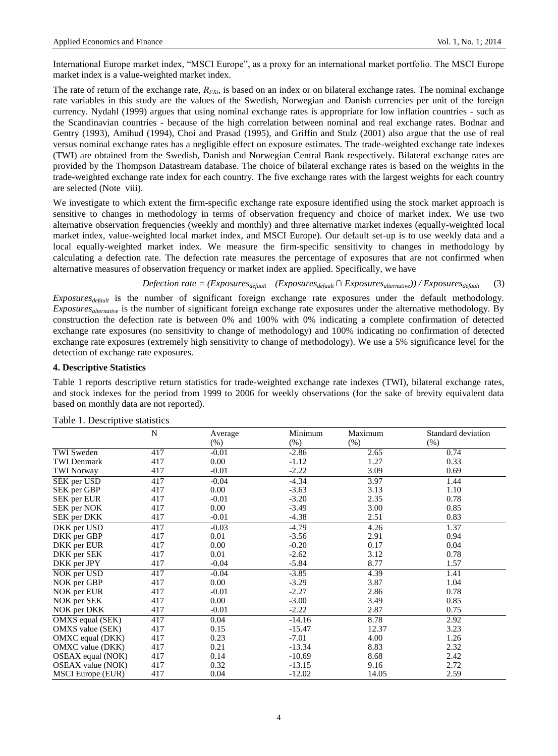International Europe market index, "MSCI Europe", as a proxy for an international market portfolio. The MSCI Europe market index is a value-weighted market index.

The rate of return of the exchange rate, $R_{FXt}$, is based on an index or on bilateral exchange rates. The nominal exchange rate variables in this study are the values of the Swedish, Norwegian and Danish currencies per unit of the foreign currency. Nydahl (1999) argues that using nominal exchange rates is appropriate for low inflation countries - such as the Scandinavian countries - because of the high correlation between nominal and real exchange rates. Bodnar and Gentry (1993), Amihud (1994), Choi and Prasad (1995), and Griffin and Stulz (2001) also argue that the use of real versus nominal exchange rates has a negligible effect on exposure estimates. The trade-weighted exchange rate indexes (TWI) are obtained from the Swedish, Danish and Norwegian Central Bank respectively. Bilateral exchange rates are provided by the Thompson Datastream database. The choice of bilateral exchange rates is based on the weights in the trade-weighted exchange rate index for each country. The five exchange rates with the largest weights for each country are selected (Note viii).

We investigate to which extent the firm-specific exchange rate exposure identified using the stock market approach is sensitive to changes in methodology in terms of observation frequency and choice of market index. We use two alternative observation frequencies (weekly and monthly) and three alternative market indexes (equally-weighted local market index, value-weighted local market index, and MSCI Europe). Our default set-up is to use weekly data and a local equally-weighted market index. We measure the firm-specific sensitivity to changes in methodology by calculating a defection rate. The defection rate measures the percentage of exposures that are not confirmed when alternative measures of observation frequency or market index are applied. Specifically, we have

$$\text{Defection rate} = (\text{Exposures}_{default} - (\text{Exposures}_{default} \cap \text{Exposures}_{alternative})) / \text{Exposures}_{default} \quad (3)$$

$\text{Exposures}_{default}$ is the number of significant foreign exchange rate exposures under the default methodology. $\text{Exposures}_{alternative}$ is the number of significant foreign exchange rate exposures under the alternative methodology. By construction the defection rate is between 0% and 100% with 0% indicating a complete confirmation of detected exchange rate exposures (no sensitivity to change of methodology) and 100% indicating no confirmation of detected exchange rate exposures (extremely high sensitivity to change of methodology). We use a 5% significance level for the detection of exchange rate exposures.

### 4. Descriptive Statistics

Table 1 reports descriptive return statistics for trade-weighted exchange rate indexes (TWI), bilateral exchange rates, and stock indexes for the period from 1999 to 2006 for weekly observations (for the sake of brevity equivalent data based on monthly data are not reported).

Table 1. Descriptive statistics

| | N | Average (%) | Minimum (%) | Maximum (%) | Standard deviation (%) |
|---|---|---|---|---|---|
| TWI Sweden | 417 | -0.01 | -2.86 | 2.65 | 0.74 |
| TWI Denmark | 417 | 0.00 | -1.12 | 1.27 | 0.33 |
| TWI Norway | 417 | -0.01 | -2.22 | 3.09 | 0.69 |
| SEK per USD | 417 | -0.04 | -4.34 | 3.97 | 1.44 |
| SEK per GBP | 417 | 0.00 | -3.63 | 3.13 | 1.10 |
| SEK per EUR | 417 | -0.01 | -3.20 | 2.35 | 0.78 |
| SEK per NOK | 417 | 0.00 | -3.49 | 3.00 | 0.85 |
| SEK per DKK | 417 | -0.01 | -4.38 | 2.51 | 0.83 |
| DKK per USD | 417 | -0.03 | -4.79 | 4.26 | 1.37 |
| DKK per GBP | 417 | 0.01 | -3.56 | 2.91 | 0.94 |
| DKK per EUR | 417 | 0.00 | -0.20 | 0.17 | 0.04 |
| DKK per SEK | 417 | 0.01 | -2.62 | 3.12 | 0.78 |
| DKK per JPY | 417 | -0.04 | -5.84 | 8.77 | 1.57 |
| NOK per USD | 417 | -0.04 | -3.85 | 4.39 | 1.41 |
| NOK per GBP | 417 | 0.00 | -3.29 | 3.87 | 1.04 |
| NOK per EUR | 417 | -0.01 | -2.27 | 2.86 | 0.78 |
| NOK per SEK | 417 | 0.00 | -3.00 | 3.49 | 0.85 |
| NOK per DKK | 417 | -0.01 | -2.22 | 2.87 | 0.75 |
| OMXS equal (SEK) | 417 | 0.04 | -14.16 | 8.78 | 2.92 |
| OMXS value (SEK) | 417 | 0.15 | -15.47 | 12.37 | 3.23 |
| OMXC equal (DKK) | 417 | 0.23 | -7.01 | 4.00 | 1.26 |
| OMXC value (DKK) | 417 | 0.21 | -13.34 | 8.83 | 2.32 |
| OSEAX equal (NOK) | 417 | 0.14 | -10.69 | 8.68 | 2.42 |
| OSEAX value (NOK) | 417 | 0.32 | -13.15 | 9.16 | 2.72 |
| MSCI Europe (EUR) | 417 | 0.04 | -12.02 | 14.05 | 2.59 |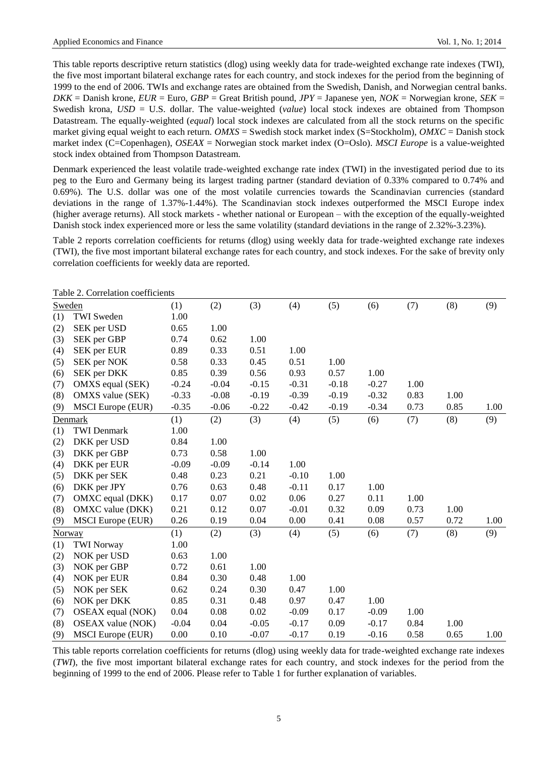This table reports descriptive return statistics (dlog) using weekly data for trade-weighted exchange rate indexes (TWI), the five most important bilateral exchange rates for each country, and stock indexes for the period from the beginning of 1999 to the end of 2006. TWIs and exchange rates are obtained from the Swedish, Danish, and Norwegian central banks. *DKK* = Danish krone, *EUR* = Euro, *GBP* = Great British pound, *JPY* = Japanese yen, *NOK* = Norwegian krone, *SEK* = Swedish krona, *USD* = U.S. dollar. The value-weighted (*value*) local stock indexes are obtained from Thompson Datastream. The equally-weighted (*equal*) local stock indexes are calculated from all the stock returns on the specific market giving equal weight to each return. *OMXS* = Swedish stock market index (S=Stockholm), *OMXC* = Danish stock market index (C=Copenhagen), *OSEAX* = Norwegian stock market index (O=Oslo). *MSCI Europe* is a value-weighted stock index obtained from Thompson Datastream.

Denmark experienced the least volatile trade-weighted exchange rate index (TWI) in the investigated period due to its peg to the Euro and Germany being its largest trading partner (standard deviation of 0.33% compared to 0.74% and 0.69%). The U.S. dollar was one of the most volatile currencies towards the Scandinavian currencies (standard deviations in the range of 1.37%-1.44%). The Scandinavian stock indexes outperformed the MSCI Europe index (higher average returns). All stock markets - whether national or European – with the exception of the equally-weighted Danish stock index experienced more or less the same volatility (standard deviations in the range of 2.32%-3.23%).

Table 2 reports correlation coefficients for returns (dlog) using weekly data for trade-weighted exchange rate indexes (TWI), the five most important bilateral exchange rates for each country, and stock indexes. For the sake of brevity only correlation coefficients for weekly data are reported.

Table 2. Correlation coefficients

| Sweden | | (1) | (2) | (3) | (4) | (5) | (6) | (7) | (8) | (9) |
|---|---|---|---|---|---|---|---|---|---|---|
| (1) | TWI Sweden | 1.00 | | | | | | | | |
| (2) | SEK per USD | 0.65 | 1.00 | | | | | | | |
| (3) | SEK per GBP | 0.74 | 0.62 | 1.00 | | | | | | |
| (4) | SEK per EUR | 0.89 | 0.33 | 0.51 | 1.00 | | | | | |
| (5) | SEK per NOK | 0.58 | 0.33 | 0.45 | 0.51 | 1.00 | | | | |
| (6) | SEK per DKK | 0.85 | 0.39 | 0.56 | 0.93 | 0.57 | 1.00 | | | |
| (7) | OMXS equal (SEK) | -0.24 | -0.04 | -0.15 | -0.31 | -0.18 | -0.27 | 1.00 | | |
| (8) | OMXS value (SEK) | -0.33 | -0.08 | -0.19 | -0.39 | -0.19 | -0.32 | 0.83 | 1.00 | |
| (9) | MSCI Europe (EUR) | -0.35 | -0.06 | -0.22 | -0.42 | -0.19 | -0.34 | 0.73 | 0.85 | 1.00 |
| Denmark | | (1) | (2) | (3) | (4) | (5) | (6) | (7) | (8) | (9) |
| (1) | TWI Denmark | 1.00 | | | | | | | | |
| (2) | DKK per USD | 0.84 | 1.00 | | | | | | | |
| (3) | DKK per GBP | 0.73 | 0.58 | 1.00 | | | | | | |
| (4) | DKK per EUR | -0.09 | -0.09 | -0.14 | 1.00 | | | | | |
| (5) | DKK per SEK | 0.48 | 0.23 | 0.21 | -0.10 | 1.00 | | | | |
| (6) | DKK per JPY | 0.76 | 0.63 | 0.48 | -0.11 | 0.17 | 1.00 | | | |
| (7) | OMXC equal (DKK) | 0.17 | 0.07 | 0.02 | 0.06 | 0.27 | 0.11 | 1.00 | | |
| (8) | OMXC value (DKK) | 0.21 | 0.12 | 0.07 | -0.01 | 0.32 | 0.09 | 0.73 | 1.00 | |
| (9) | MSCI Europe (EUR) | 0.26 | 0.19 | 0.04 | 0.00 | 0.41 | 0.08 | 0.57 | 0.72 | 1.00 |
| Norway | | (1) | (2) | (3) | (4) | (5) | (6) | (7) | (8) | (9) |
| (1) | TWI Norway | 1.00 | | | | | | | | |
| (2) | NOK per USD | 0.63 | 1.00 | | | | | | | |
| (3) | NOK per GBP | 0.72 | 0.61 | 1.00 | | | | | | |
| (4) | NOK per EUR | 0.84 | 0.30 | 0.48 | 1.00 | | | | | |
| (5) | NOK per SEK | 0.62 | 0.24 | 0.30 | 0.47 | 1.00 | | | | |
| (6) | NOK per DKK | 0.85 | 0.31 | 0.48 | 0.97 | 0.47 | 1.00 | | | |
| (7) | OSEAX equal (NOK) | 0.04 | 0.08 | 0.02 | -0.09 | 0.17 | -0.09 | 1.00 | | |
| (8) | OSEAX value (NOK) | -0.04 | 0.04 | -0.05 | -0.17 | 0.09 | -0.17 | 0.84 | 1.00 | |
| (9) | MSCI Europe (EUR) | 0.00 | 0.10 | -0.07 | -0.17 | 0.19 | -0.16 | 0.58 | 0.65 | 1.00 |

This table reports correlation coefficients for returns (dlog) using weekly data for trade-weighted exchange rate indexes (*TWI*), the five most important bilateral exchange rates for each country, and stock indexes for the period from the beginning of 1999 to the end of 2006. Please refer to Table 1 for further explanation of variables.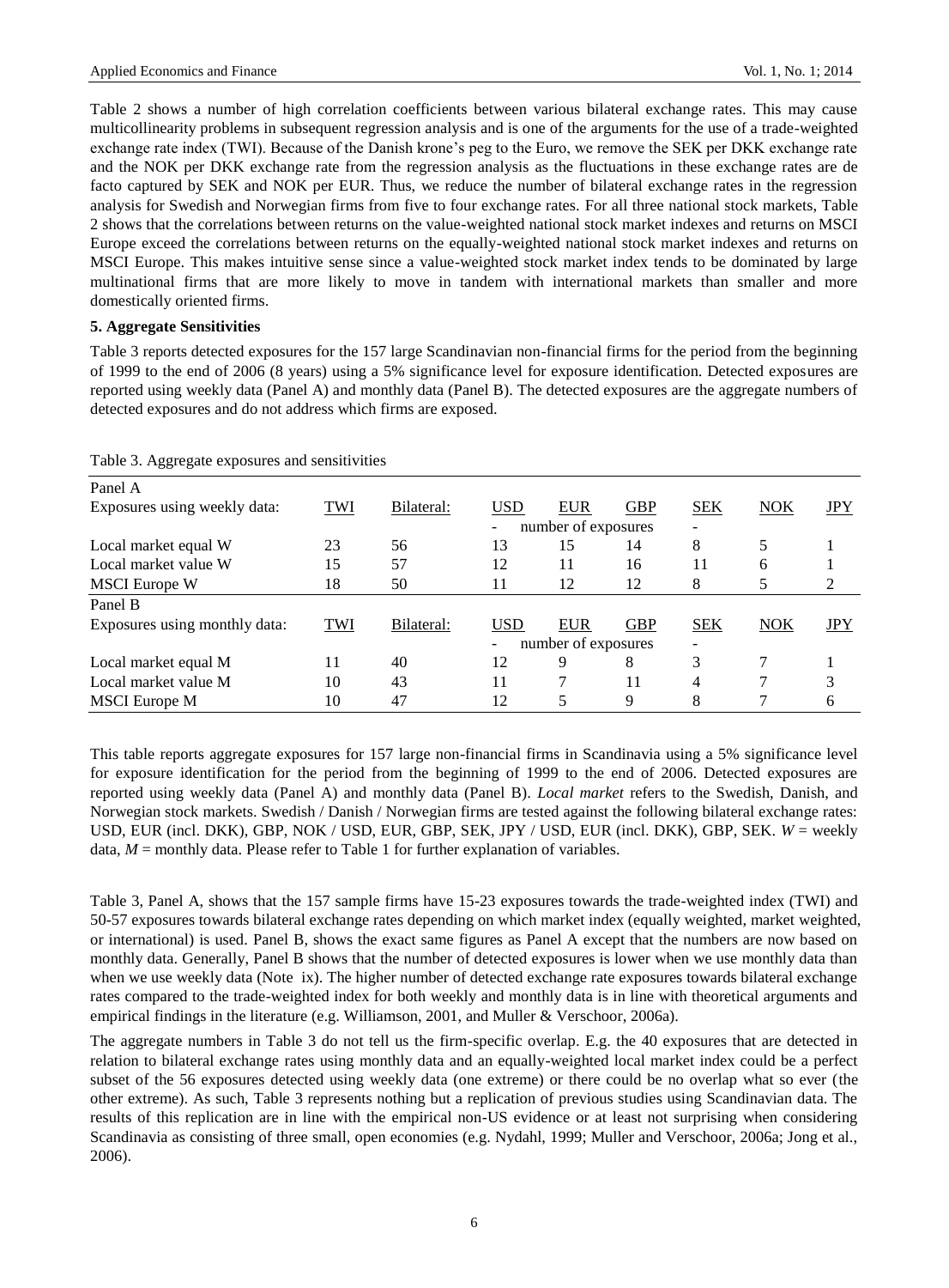Table 2 shows a number of high correlation coefficients between various bilateral exchange rates. This may cause multicollinearity problems in subsequent regression analysis and is one of the arguments for the use of a trade-weighted exchange rate index (TWI). Because of the Danish krone's peg to the Euro, we remove the SEK per DKK exchange rate and the NOK per DKK exchange rate from the regression analysis as the fluctuations in these exchange rates are de facto captured by SEK and NOK per EUR. Thus, we reduce the number of bilateral exchange rates in the regression analysis for Swedish and Norwegian firms from five to four exchange rates. For all three national stock markets, Table 2 shows that the correlations between returns on the value-weighted national stock market indexes and returns on MSCI Europe exceed the correlations between returns on the equally-weighted national stock market indexes and returns on MSCI Europe. This makes intuitive sense since a value-weighted stock market index tends to be dominated by large multinational firms that are more likely to move in tandem with international markets than smaller and more domestically oriented firms.

**5. Aggregate Sensitivities**

Table 3 reports detected exposures for the 157 large Scandinavian non-financial firms for the period from the beginning of 1999 to the end of 2006 (8 years) using a 5% significance level for exposure identification. Detected exposures are reported using weekly data (Panel A) and monthly data (Panel B). The detected exposures are the aggregate numbers of detected exposures and do not address which firms are exposed.

Table 3. Aggregate exposures and sensitivities

| Panel A | | | | | | | | |
|---|---|---|---|---|---|---|---|---|
| Exposures using weekly data: | TWI | Bilateral: | USD | EUR | GBP | SEK | NOK | JPY |
| | | | - | number of exposures | | - | | |
| Local market equal W | 23 | 56 | 13 | 15 | 14 | 8 | 5 | 1 |
| Local market value W | 15 | 57 | 12 | 11 | 16 | 11 | 6 | 1 |
| MSCI Europe W | 18 | 50 | 11 | 12 | 12 | 8 | 5 | 2 |
| **Panel B** | | | | | | | | |
| Exposures using monthly data: | TWI | Bilateral: | USD | EUR | GBP | SEK | NOK | JPY |
| | | | - | number of exposures | | - | | |
| Local market equal M | 11 | 40 | 12 | 9 | 8 | 3 | 7 | 1 |
| Local market value M | 10 | 43 | 11 | 7 | 11 | 4 | 7 | 3 |
| MSCI Europe M | 10 | 47 | 12 | 5 | 9 | 8 | 7 | 6 |

This table reports aggregate exposures for 157 large non-financial firms in Scandinavia using a 5% significance level for exposure identification for the period from the beginning of 1999 to the end of 2006. Detected exposures are reported using weekly data (Panel A) and monthly data (Panel B). *Local market* refers to the Swedish, Danish, and Norwegian stock markets. Swedish / Danish / Norwegian firms are tested against the following bilateral exchange rates: USD, EUR (incl. DKK), GBP, NOK / USD, EUR, GBP, SEK, JPY / USD, EUR (incl. DKK), GBP, SEK. *W* = weekly data, *M* = monthly data. Please refer to Table 1 for further explanation of variables.

Table 3, Panel A, shows that the 157 sample firms have 15-23 exposures towards the trade-weighted index (TWI) and 50-57 exposures towards bilateral exchange rates depending on which market index (equally weighted, market weighted, or international) is used. Panel B, shows the exact same figures as Panel A except that the numbers are now based on monthly data. Generally, Panel B shows that the number of detected exposures is lower when we use monthly data than when we use weekly data (Note ix). The higher number of detected exchange rate exposures towards bilateral exchange rates compared to the trade-weighted index for both weekly and monthly data is in line with theoretical arguments and empirical findings in the literature (e.g. Williamson, 2001, and Muller & Verschoor, 2006a).

The aggregate numbers in Table 3 do not tell us the firm-specific overlap. E.g. the 40 exposures that are detected in relation to bilateral exchange rates using monthly data and an equally-weighted local market index could be a perfect subset of the 56 exposures detected using weekly data (one extreme) or there could be no overlap what so ever (the other extreme). As such, Table 3 represents nothing but a replication of previous studies using Scandinavian data. The results of this replication are in line with the empirical non-US evidence or at least not surprising when considering Scandinavia as consisting of three small, open economies (e.g. Nydahl, 1999; Muller and Verschoor, 2006a; Jong et al., 2006).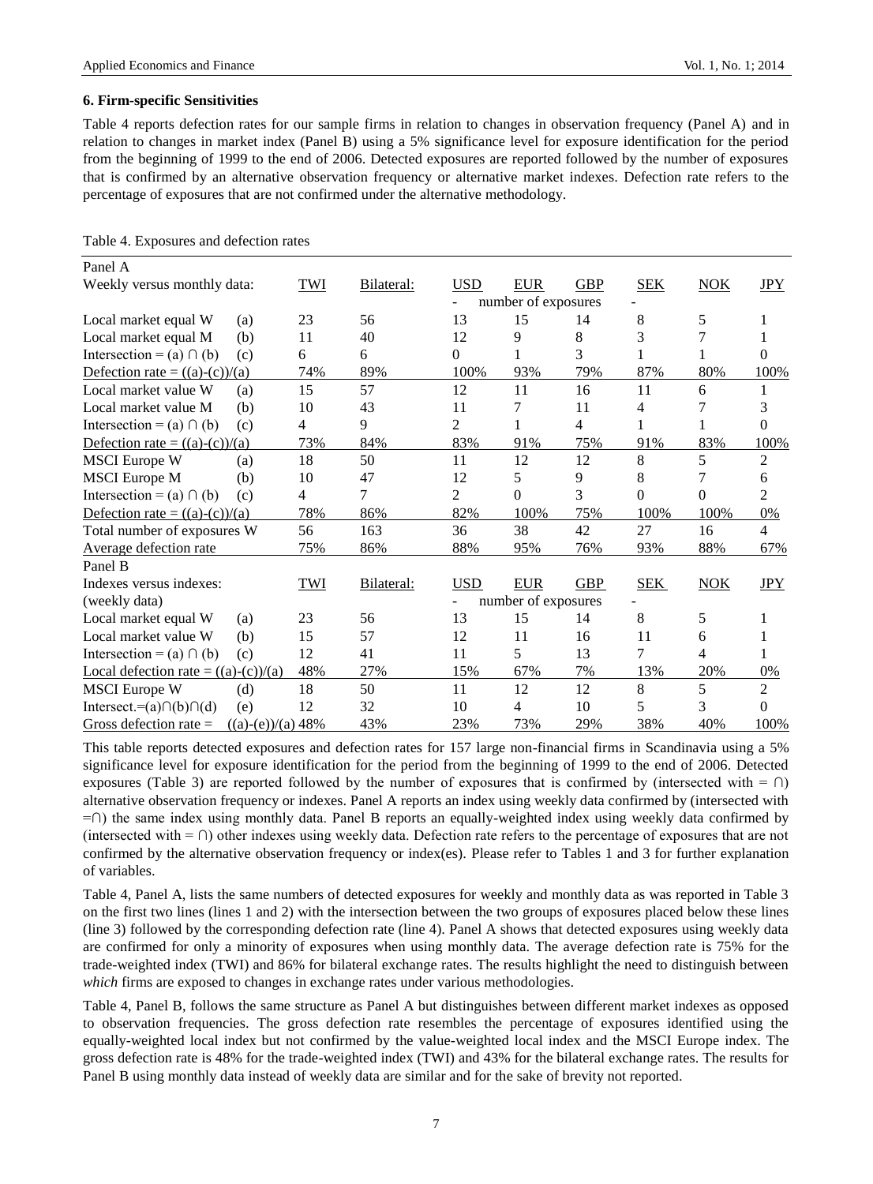### 6. Firm-specific Sensitivities

Table 4 reports defection rates for our sample firms in relation to changes in observation frequency (Panel A) and in relation to changes in market index (Panel B) using a 5% significance level for exposure identification for the period from the beginning of 1999 to the end of 2006. Detected exposures are reported followed by the number of exposures that is confirmed by an alternative observation frequency or alternative market indexes. Defection rate refers to the percentage of exposures that are not confirmed under the alternative methodology.

Table 4. Exposures and defection rates

| Panel A | | TWI | Bilateral: | USD | EUR | GBP | SEK | NOK | JPY |
|---|---|---|---|---|---|---|---|---|---|
| Weekly versus monthly data: | | | | - | number of exposures | | - | | |
| Local market equal W | (a) | 23 | 56 | 13 | 15 | 14 | 8 | 5 | 1 |
| Local market equal M | (b) | 11 | 40 | 12 | 9 | 8 | 3 | 7 | 1 |
| Intersection = (a) ∩ (b) | (c) | 6 | 6 | 0 | 1 | 3 | 1 | 1 | 0 |
| Defection rate = ((a)-(c))/(a) | | 74% | 89% | 100% | 93% | 79% | 87% | 80% | 100% |
| Local market value W | (a) | 15 | 57 | 12 | 11 | 16 | 11 | 6 | 1 |
| Local market value M | (b) | 10 | 43 | 11 | 7 | 11 | 4 | 7 | 3 |
| Intersection = (a) ∩ (b) | (c) | 4 | 9 | 2 | 1 | 4 | 1 | 1 | 0 |
| Defection rate = ((a)-(c))/(a) | | 73% | 84% | 83% | 91% | 75% | 91% | 83% | 100% |
| MSCI Europe W | (a) | 18 | 50 | 11 | 12 | 12 | 8 | 5 | 2 |
| MSCI Europe M | (b) | 10 | 47 | 12 | 5 | 9 | 8 | 7 | 6 |
| Intersection = (a) ∩ (b) | (c) | 4 | 7 | 2 | 0 | 3 | 0 | 0 | 2 |
| Defection rate = ((a)-(c))/(a) | | 78% | 86% | 82% | 100% | 75% | 100% | 100% | 0% |
| Total number of exposures W | | 56 | 163 | 36 | 38 | 42 | 27 | 16 | 4 |
| Average defection rate | | 75% | 86% | 88% | 95% | 76% | 93% | 88% | 67% |
| **Panel B** | | | | | | | | | |
| Indexes versus indexes: | | TWI | Bilateral: | USD | EUR | GBP | SEK | NOK | JPY |
| (weekly data) | | | | - | number of exposures | | - | | |
| Local market equal W | (a) | 23 | 56 | 13 | 15 | 14 | 8 | 5 | 1 |
| Local market value W | (b) | 15 | 57 | 12 | 11 | 16 | 11 | 6 | 1 |
| Intersection = (a) ∩ (b) | (c) | 12 | 41 | 11 | 5 | 13 | 7 | 4 | 1 |
| Local defection rate = ((a)-(c))/(a) | | 48% | 27% | 15% | 67% | 7% | 13% | 20% | 0% |
| MSCI Europe W | (d) | 18 | 50 | 11 | 12 | 12 | 8 | 5 | 2 |
| Intersect.=(a)∩(b)∩(d) | (e) | 12 | 32 | 10 | 4 | 10 | 5 | 3 | 0 |
| Gross defection rate = | ((a)-(e))/(a) | 48% | 43% | 23% | 73% | 29% | 38% | 40% | 100% |

This table reports detected exposures and defection rates for 157 large non-financial firms in Scandinavia using a 5% significance level for exposure identification for the period from the beginning of 1999 to the end of 2006. Detected exposures (Table 3) are reported followed by the number of exposures that is confirmed by (intersected with = ∩) alternative observation frequency or indexes. Panel A reports an index using weekly data confirmed by (intersected with =∩) the same index using monthly data. Panel B reports an equally-weighted index using weekly data confirmed by (intersected with = ∩) other indexes using weekly data. Defection rate refers to the percentage of exposures that are not confirmed by the alternative observation frequency or index(es). Please refer to Tables 1 and 3 for further explanation of variables.

Table 4, Panel A, lists the same numbers of detected exposures for weekly and monthly data as was reported in Table 3 on the first two lines (lines 1 and 2) with the intersection between the two groups of exposures placed below these lines (line 3) followed by the corresponding defection rate (line 4). Panel A shows that detected exposures using weekly data are confirmed for only a minority of exposures when using monthly data. The average defection rate is 75% for the trade-weighted index (TWI) and 86% for bilateral exchange rates. The results highlight the need to distinguish between *which* firms are exposed to changes in exchange rates under various methodologies.

Table 4, Panel B, follows the same structure as Panel A but distinguishes between different market indexes as opposed to observation frequencies. The gross defection rate resembles the percentage of exposures identified using the equally-weighted local index but not confirmed by the value-weighted local index and the MSCI Europe index. The gross defection rate is 48% for the trade-weighted index (TWI) and 43% for the bilateral exchange rates. The results for Panel B using monthly data instead of weekly data are similar and for the sake of brevity not reported.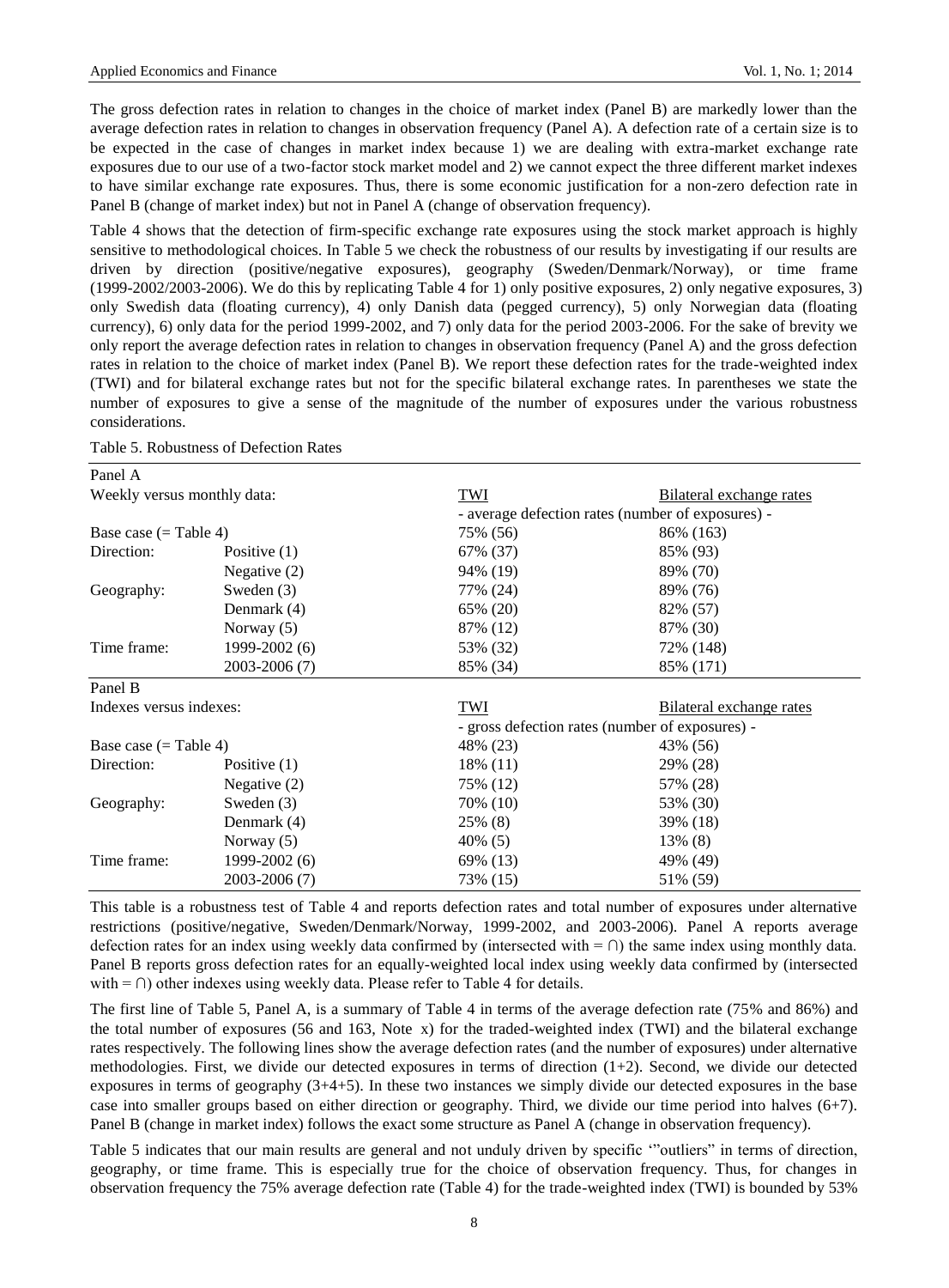The gross defection rates in relation to changes in the choice of market index (Panel B) are markedly lower than the average defection rates in relation to changes in observation frequency (Panel A). A defection rate of a certain size is to be expected in the case of changes in market index because 1) we are dealing with extra-market exchange rate exposures due to our use of a two-factor stock market model and 2) we cannot expect the three different market indexes to have similar exchange rate exposures. Thus, there is some economic justification for a non-zero defection rate in Panel B (change of market index) but not in Panel A (change of observation frequency).

Table 4 shows that the detection of firm-specific exchange rate exposures using the stock market approach is highly sensitive to methodological choices. In Table 5 we check the robustness of our results by investigating if our results are driven by direction (positive/negative exposures), geography (Sweden/Denmark/Norway), or time frame (1999-2002/2003-2006). We do this by replicating Table 4 for 1) only positive exposures, 2) only negative exposures, 3) only Swedish data (floating currency), 4) only Danish data (pegged currency), 5) only Norwegian data (floating currency), 6) only data for the period 1999-2002, and 7) only data for the period 2003-2006. For the sake of brevity we only report the average defection rates in relation to changes in observation frequency (Panel A) and the gross defection rates in relation to the choice of market index (Panel B). We report these defection rates for the trade-weighted index (TWI) and for bilateral exchange rates but not for the specific bilateral exchange rates. In parentheses we state the number of exposures to give a sense of the magnitude of the number of exposures under the various robustness considerations.

Table 5. Robustness of Defection Rates

| Panel A | | | |
|---|---|---|---|
| Weekly versus monthly data: | | TWI | Bilateral exchange rates |
| | | - average defection rates (number of exposures) - | |
| Base case (= Table 4) | | 75% (56) | 86% (163) |
| Direction: | Positive (1) | 67% (37) | 85% (93) |
| | Negative (2) | 94% (19) | 89% (70) |
| Geography: | Sweden (3) | 77% (24) | 89% (76) |
| | Denmark (4) | 65% (20) | 82% (57) |
| | Norway (5) | 87% (12) | 87% (30) |
| Time frame: | 1999-2002 (6) | 53% (32) | 72% (148) |
| | 2003-2006 (7) | 85% (34) | 85% (171) |
| **Panel B** | | | |
| Indexes versus indexes: | | TWI | Bilateral exchange rates |
| | | - gross defection rates (number of exposures) - | |
| Base case (= Table 4) | | 48% (23) | 43% (56) |
| Direction: | Positive (1) | 18% (11) | 29% (28) |
| | Negative (2) | 75% (12) | 57% (28) |
| Geography: | Sweden (3) | 70% (10) | 53% (30) |
| | Denmark (4) | 25% (8) | 39% (18) |
| | Norway (5) | 40% (5) | 13% (8) |
| Time frame: | 1999-2002 (6) | 69% (13) | 49% (49) |
| | 2003-2006 (7) | 73% (15) | 51% (59) |

This table is a robustness test of Table 4 and reports defection rates and total number of exposures under alternative restrictions (positive/negative, Sweden/Denmark/Norway, 1999-2002, and 2003-2006). Panel A reports average defection rates for an index using weekly data confirmed by (intersected with = ∩) the same index using monthly data. Panel B reports gross defection rates for an equally-weighted local index using weekly data confirmed by (intersected with = ∩) other indexes using weekly data. Please refer to Table 4 for details.

The first line of Table 5, Panel A, is a summary of Table 4 in terms of the average defection rate (75% and 86%) and the total number of exposures (56 and 163, Note x) for the traded-weighted index (TWI) and the bilateral exchange rates respectively. The following lines show the average defection rates (and the number of exposures) under alternative methodologies. First, we divide our detected exposures in terms of direction (1+2). Second, we divide our detected exposures in terms of geography (3+4+5). In these two instances we simply divide our detected exposures in the base case into smaller groups based on either direction or geography. Third, we divide our time period into halves (6+7). Panel B (change in market index) follows the exact some structure as Panel A (change in observation frequency).

Table 5 indicates that our main results are general and not unduly driven by specific '"outliers" in terms of direction, geography, or time frame. This is especially true for the choice of observation frequency. Thus, for changes in observation frequency the 75% average defection rate (Table 4) for the trade-weighted index (TWI) is bounded by 53%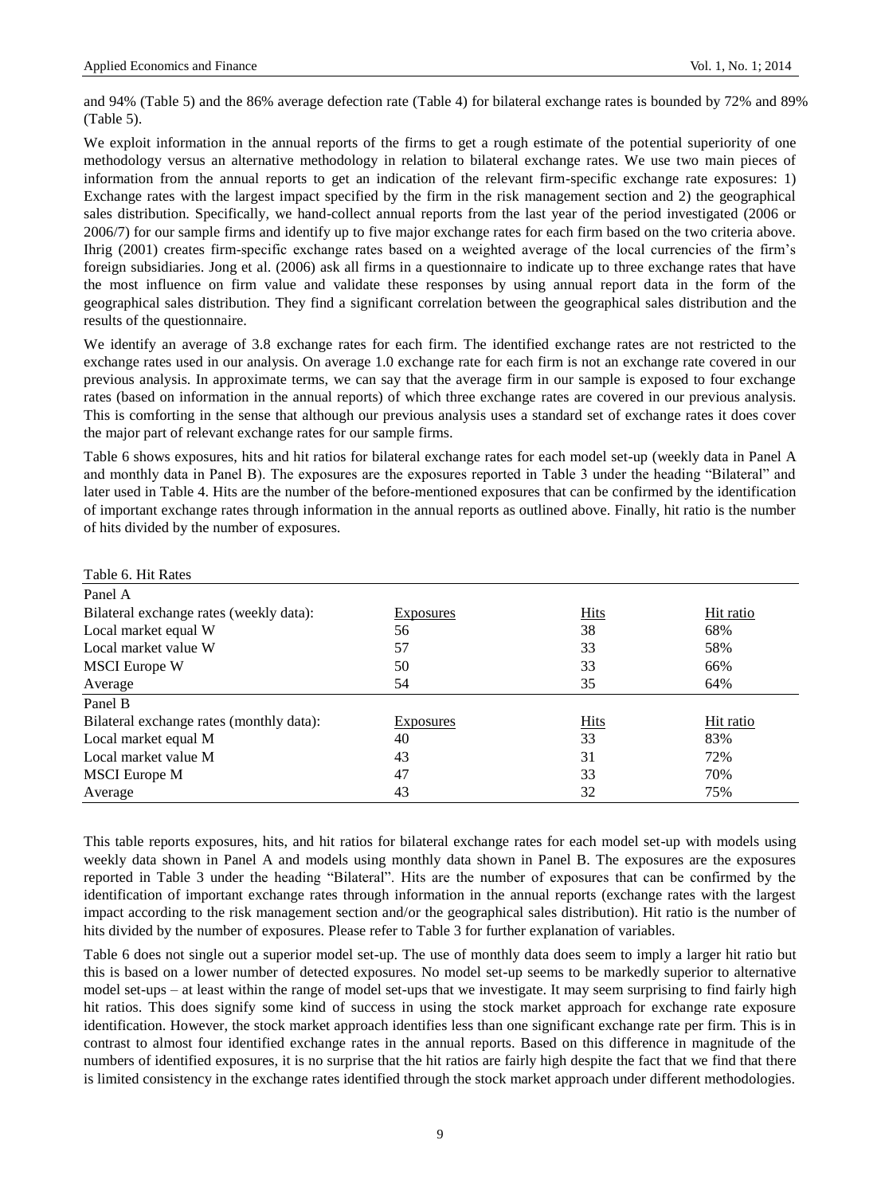and 94% (Table 5) and the 86% average defection rate (Table 4) for bilateral exchange rates is bounded by 72% and 89% (Table 5).

We exploit information in the annual reports of the firms to get a rough estimate of the potential superiority of one methodology versus an alternative methodology in relation to bilateral exchange rates. We use two main pieces of information from the annual reports to get an indication of the relevant firm-specific exchange rate exposures: 1) Exchange rates with the largest impact specified by the firm in the risk management section and 2) the geographical sales distribution. Specifically, we hand-collect annual reports from the last year of the period investigated (2006 or 2006/7) for our sample firms and identify up to five major exchange rates for each firm based on the two criteria above. Ihrig (2001) creates firm-specific exchange rates based on a weighted average of the local currencies of the firm's foreign subsidiaries. Jong et al. (2006) ask all firms in a questionnaire to indicate up to three exchange rates that have the most influence on firm value and validate these responses by using annual report data in the form of the geographical sales distribution. They find a significant correlation between the geographical sales distribution and the results of the questionnaire.

We identify an average of 3.8 exchange rates for each firm. The identified exchange rates are not restricted to the exchange rates used in our analysis. On average 1.0 exchange rate for each firm is not an exchange rate covered in our previous analysis. In approximate terms, we can say that the average firm in our sample is exposed to four exchange rates (based on information in the annual reports) of which three exchange rates are covered in our previous analysis. This is comforting in the sense that although our previous analysis uses a standard set of exchange rates it does cover the major part of relevant exchange rates for our sample firms.

Table 6 shows exposures, hits and hit ratios for bilateral exchange rates for each model set-up (weekly data in Panel A and monthly data in Panel B). The exposures are the exposures reported in Table 3 under the heading "Bilateral" and later used in Table 4. Hits are the number of the before-mentioned exposures that can be confirmed by the identification of important exchange rates through information in the annual reports as outlined above. Finally, hit ratio is the number of hits divided by the number of exposures.

Table 6. Hit Rates

| Panel A | | | |
|---|---|---|---|
| Bilateral exchange rates (weekly data): | Exposures | Hits | Hit ratio |
| Local market equal W | 56 | 38 | 68% |
| Local market value W | 57 | 33 | 58% |
| MSCI Europe W | 50 | 33 | 66% |
| Average | 54 | 35 | 64% |
| **Panel B** | | | |
| Bilateral exchange rates (monthly data): | Exposures | Hits | Hit ratio |
| Local market equal M | 40 | 33 | 83% |
| Local market value M | 43 | 31 | 72% |
| MSCI Europe M | 47 | 33 | 70% |
| Average | 43 | 32 | 75% |

This table reports exposures, hits, and hit ratios for bilateral exchange rates for each model set-up with models using weekly data shown in Panel A and models using monthly data shown in Panel B. The exposures are the exposures reported in Table 3 under the heading "Bilateral". Hits are the number of exposures that can be confirmed by the identification of important exchange rates through information in the annual reports (exchange rates with the largest impact according to the risk management section and/or the geographical sales distribution). Hit ratio is the number of hits divided by the number of exposures. Please refer to Table 3 for further explanation of variables.

Table 6 does not single out a superior model set-up. The use of monthly data does seem to imply a larger hit ratio but this is based on a lower number of detected exposures. No model set-up seems to be markedly superior to alternative model set-ups – at least within the range of model set-ups that we investigate. It may seem surprising to find fairly high hit ratios. This does signify some kind of success in using the stock market approach for exchange rate exposure identification. However, the stock market approach identifies less than one significant exchange rate per firm. This is in contrast to almost four identified exchange rates in the annual reports. Based on this difference in magnitude of the numbers of identified exposures, it is no surprise that the hit ratios are fairly high despite the fact that we find that there is limited consistency in the exchange rates identified through the stock market approach under different methodologies.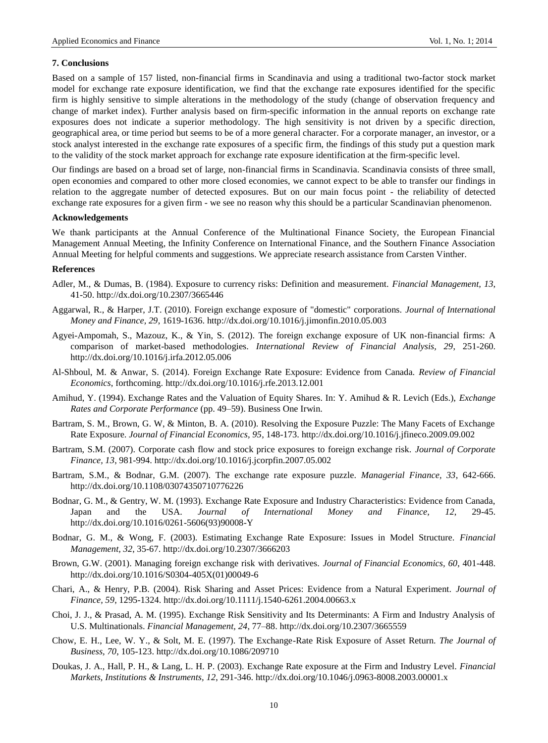## 7. Conclusions

Based on a sample of 157 listed, non-financial firms in Scandinavia and using a traditional two-factor stock market model for exchange rate exposure identification, we find that the exchange rate exposures identified for the specific firm is highly sensitive to simple alterations in the methodology of the study (change of observation frequency and change of market index). Further analysis based on firm-specific information in the annual reports on exchange rate exposures does not indicate a superior methodology. The high sensitivity is not driven by a specific direction, geographical area, or time period but seems to be of a more general character. For a corporate manager, an investor, or a stock analyst interested in the exchange rate exposures of a specific firm, the findings of this study put a question mark to the validity of the stock market approach for exchange rate exposure identification at the firm-specific level.

Our findings are based on a broad set of large, non-financial firms in Scandinavia. Scandinavia consists of three small, open economies and compared to other more closed economies, we cannot expect to be able to transfer our findings in relation to the aggregate number of detected exposures. But on our main focus point - the reliability of detected exchange rate exposures for a given firm - we see no reason why this should be a particular Scandinavian phenomenon.

## Acknowledgements

We thank participants at the Annual Conference of the Multinational Finance Society, the European Financial Management Annual Meeting, the Infinity Conference on International Finance, and the Southern Finance Association Annual Meeting for helpful comments and suggestions. We appreciate research assistance from Carsten Vinther.

## References

Adler, M., & Dumas, B. (1984). Exposure to currency risks: Definition and measurement. *Financial Management, 13*, 41-50. http://dx.doi.org/10.2307/3665446

Aggarwal, R., & Harper, J.T. (2010). Foreign exchange exposure of "domestic" corporations. *Journal of International Money and Finance, 29*, 1619-1636. http://dx.doi.org/10.1016/j.jimonfin.2010.05.003

Agyei-Ampomah, S., Mazouz, K., & Yin, S. (2012). The foreign exchange exposure of UK non-financial firms: A comparison of market-based methodologies. *International Review of Financial Analysis, 29*, 251-260. http://dx.doi.org/10.1016/j.irfa.2012.05.006

Al-Shboul, M. & Anwar, S. (2014). Foreign Exchange Rate Exposure: Evidence from Canada. *Review of Financial Economics*, forthcoming. http://dx.doi.org/10.1016/j.rfe.2013.12.001

Amihud, Y. (1994). Exchange Rates and the Valuation of Equity Shares. In: Y. Amihud & R. Levich (Eds.), *Exchange Rates and Corporate Performance* (pp. 49–59). Business One Irwin.

Bartram, S. M., Brown, G. W, & Minton, B. A. (2010). Resolving the Exposure Puzzle: The Many Facets of Exchange Rate Exposure. *Journal of Financial Economics, 95*, 148-173. http://dx.doi.org/10.1016/j.jfineco.2009.09.002

Bartram, S.M. (2007). Corporate cash flow and stock price exposures to foreign exchange risk. *Journal of Corporate Finance, 13*, 981-994. http://dx.doi.org/10.1016/j.jcorpfin.2007.05.002

Bartram, S.M., & Bodnar, G.M. (2007). The exchange rate exposure puzzle. *Managerial Finance, 33*, 642-666. http://dx.doi.org/10.1108/03074350710776226

Bodnar, G. M., & Gentry, W. M. (1993). Exchange Rate Exposure and Industry Characteristics: Evidence from Canada, Japan and the USA. *Journal of International Money and Finance, 12*, 29-45. http://dx.doi.org/10.1016/0261-5606(93)90008-Y

Bodnar, G. M., & Wong, F. (2003). Estimating Exchange Rate Exposure: Issues in Model Structure. *Financial Management, 32*, 35-67. http://dx.doi.org/10.2307/3666203

Brown, G.W. (2001). Managing foreign exchange risk with derivatives. *Journal of Financial Economics, 60*, 401-448. http://dx.doi.org/10.1016/S0304-405X(01)00049-6

Chari, A., & Henry, P.B. (2004). Risk Sharing and Asset Prices: Evidence from a Natural Experiment. *Journal of Finance, 59*, 1295-1324. http://dx.doi.org/10.1111/j.1540-6261.2004.00663.x

Choi, J. J., & Prasad, A. M. (1995). Exchange Risk Sensitivity and Its Determinants: A Firm and Industry Analysis of U.S. Multinationals. *Financial Management, 24*, 77–88. http://dx.doi.org/10.2307/3665559

Chow, E. H., Lee, W. Y., & Solt, M. E. (1997). The Exchange-Rate Risk Exposure of Asset Return. *The Journal of Business, 70*, 105-123. http://dx.doi.org/10.1086/209710

Doukas, J. A., Hall, P. H., & Lang, L. H. P. (2003). Exchange Rate exposure at the Firm and Industry Level. *Financial Markets, Institutions & Instruments, 12*, 291-346. http://dx.doi.org/10.1046/j.0963-8008.2003.00001.x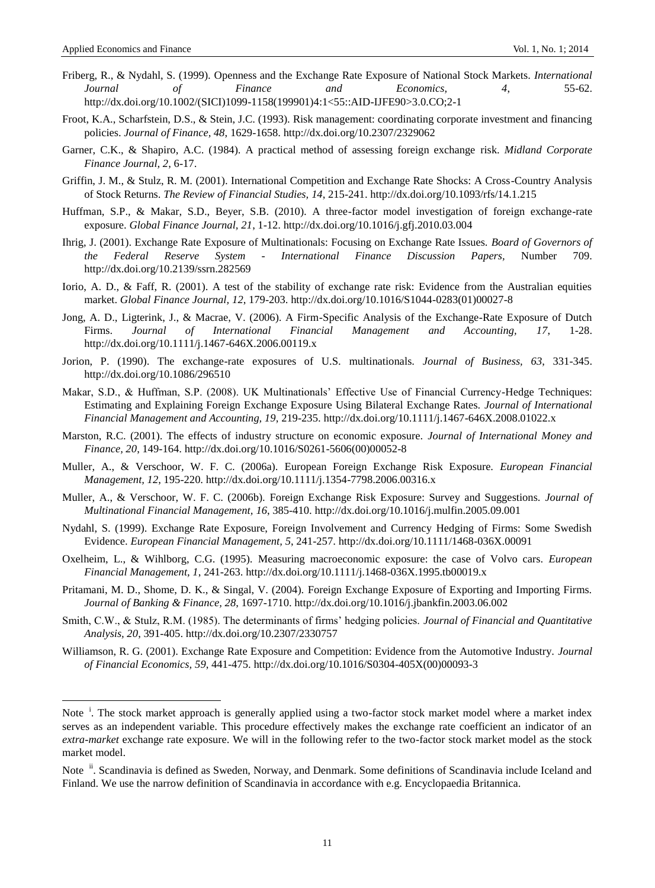Friberg, R., & Nydahl, S. (1999). Openness and the Exchange Rate Exposure of National Stock Markets. *International Journal of Finance and Economics, 4*, 55-62. http://dx.doi.org/10.1002/(SICI)1099-1158(199901)4:1<55::AID-IJFE90>3.0.CO;2-1

Froot, K.A., Scharfstein, D.S., & Stein, J.C. (1993). Risk management: coordinating corporate investment and financing policies. *Journal of Finance*, *48*, 1629-1658. http://dx.doi.org/10.2307/2329062

Garner, C.K., & Shapiro, A.C. (1984). A practical method of assessing foreign exchange risk. *Midland Corporate Finance Journal*, *2*, 6-17.

Griffin, J. M., & Stulz, R. M. (2001). International Competition and Exchange Rate Shocks: A Cross-Country Analysis of Stock Returns. *The Review of Financial Studies, 14*, 215-241. http://dx.doi.org/10.1093/rfs/14.1.215

Huffman, S.P., & Makar, S.D., Beyer, S.B. (2010). A three-factor model investigation of foreign exchange-rate exposure. *Global Finance Journal, 21*, 1-12. http://dx.doi.org/10.1016/j.gfj.2010.03.004

Ihrig, J. (2001). Exchange Rate Exposure of Multinationals: Focusing on Exchange Rate Issues. *Board of Governors of the Federal Reserve System - International Finance Discussion Papers*, Number 709. http://dx.doi.org/10.2139/ssrn.282569

Iorio, A. D., & Faff, R. (2001). A test of the stability of exchange rate risk: Evidence from the Australian equities market. *Global Finance Journal, 12*, 179-203. http://dx.doi.org/10.1016/S1044-0283(01)00027-8

Jong, A. D., Ligterink, J., & Macrae, V. (2006). A Firm-Specific Analysis of the Exchange-Rate Exposure of Dutch Firms. *Journal of International Financial Management and Accounting, 17*, 1-28. http://dx.doi.org/10.1111/j.1467-646X.2006.00119.x

Jorion, P. (1990). The exchange-rate exposures of U.S. multinationals. *Journal of Business, 63*, 331-345. http://dx.doi.org/10.1086/296510

Makar, S.D., & Huffman, S.P. (2008). UK Multinationals' Effective Use of Financial Currency-Hedge Techniques: Estimating and Explaining Foreign Exchange Exposure Using Bilateral Exchange Rates. *Journal of International Financial Management and Accounting, 19*, 219-235. http://dx.doi.org/10.1111/j.1467-646X.2008.01022.x

Marston, R.C. (2001). The effects of industry structure on economic exposure. *Journal of International Money and Finance, 20*, 149-164. http://dx.doi.org/10.1016/S0261-5606(00)00052-8

Muller, A., & Verschoor, W. F. C. (2006a). European Foreign Exchange Risk Exposure. *European Financial Management, 12*, 195-220. http://dx.doi.org/10.1111/j.1354-7798.2006.00316.x

Muller, A., & Verschoor, W. F. C. (2006b). Foreign Exchange Risk Exposure: Survey and Suggestions. *Journal of Multinational Financial Management, 16*, 385-410. http://dx.doi.org/10.1016/j.mulfin.2005.09.001

Nydahl, S. (1999). Exchange Rate Exposure, Foreign Involvement and Currency Hedging of Firms: Some Swedish Evidence. *European Financial Management, 5*, 241-257. http://dx.doi.org/10.1111/1468-036X.00091

Oxelheim, L., & Wihlborg, C.G. (1995). Measuring macroeconomic exposure: the case of Volvo cars. *European Financial Management*, *1*, 241-263. http://dx.doi.org/10.1111/j.1468-036X.1995.tb00019.x

Pritamani, M. D., Shome, D. K., & Singal, V. (2004). Foreign Exchange Exposure of Exporting and Importing Firms. *Journal of Banking & Finance, 28*, 1697-1710. http://dx.doi.org/10.1016/j.jbankfin.2003.06.002

Smith, C.W., & Stulz, R.M. (1985). The determinants of firms' hedging policies. *Journal of Financial and Quantitative Analysis, 20*, 391-405. http://dx.doi.org/10.2307/2330757

Williamson, R. G. (2001). Exchange Rate Exposure and Competition: Evidence from the Automotive Industry. *Journal of Financial Economics, 59*, 441-475. http://dx.doi.org/10.1016/S0304-405X(00)00093-3

---

Note [i]. The stock market approach is generally applied using a two-factor stock market model where a market index serves as an independent variable. This procedure effectively makes the exchange rate coefficient an indicator of an *extra-market* exchange rate exposure. We will in the following refer to the two-factor stock market model as the stock market model.

Note [ii]. Scandinavia is defined as Sweden, Norway, and Denmark. Some definitions of Scandinavia include Iceland and Finland. We use the narrow definition of Scandinavia in accordance with e.g. Encyclopaedia Britannica.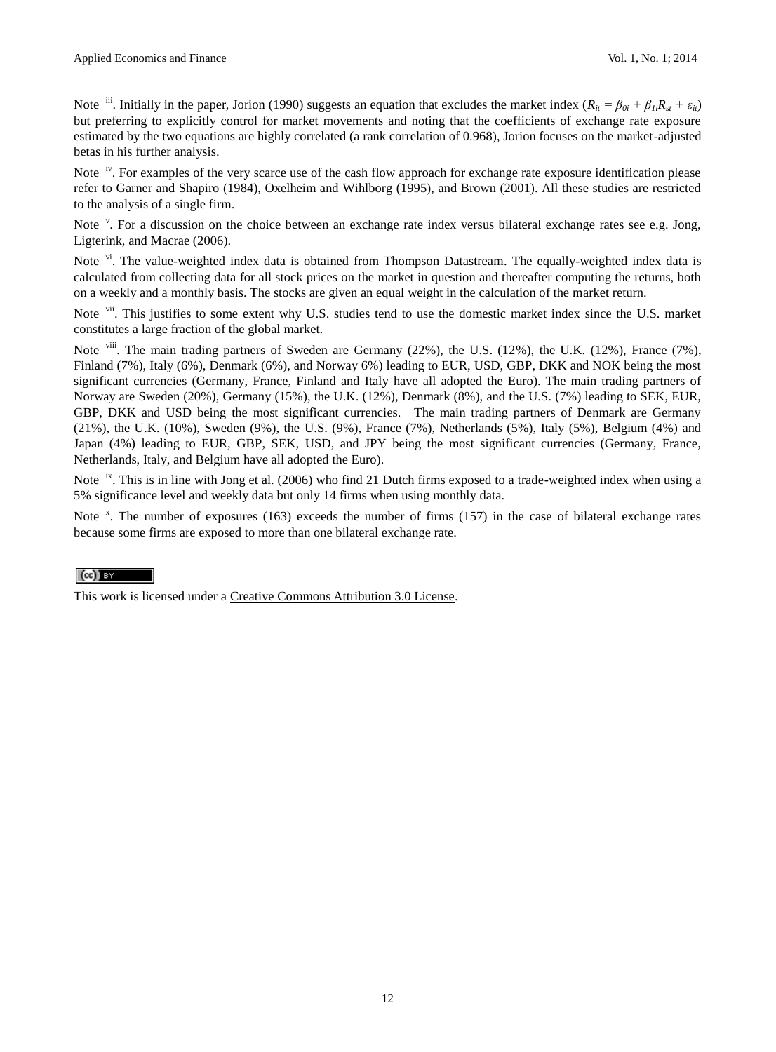Note [iii]. Initially in the paper, Jorion (1990) suggests an equation that excludes the market index ($R_{it} = \beta_{0i} + \beta_{1i}R_{st} + \varepsilon_{it}$) but preferring to explicitly control for market movements and noting that the coefficients of exchange rate exposure estimated by the two equations are highly correlated (a rank correlation of 0.968), Jorion focuses on the market-adjusted betas in his further analysis.

Note [iv]. For examples of the very scarce use of the cash flow approach for exchange rate exposure identification please refer to Garner and Shapiro (1984), Oxelheim and Wihlborg (1995), and Brown (2001). All these studies are restricted to the analysis of a single firm.

Note [v]. For a discussion on the choice between an exchange rate index versus bilateral exchange rates see e.g. Jong, Ligterink, and Macrae (2006).

Note [vi]. The value-weighted index data is obtained from Thompson Datastream. The equally-weighted index data is calculated from collecting data for all stock prices on the market in question and thereafter computing the returns, both on a weekly and a monthly basis. The stocks are given an equal weight in the calculation of the market return.

Note [vii]. This justifies to some extent why U.S. studies tend to use the domestic market index since the U.S. market constitutes a large fraction of the global market.

Note [viii]. The main trading partners of Sweden are Germany (22%), the U.S. (12%), the U.K. (12%), France (7%), Finland (7%), Italy (6%), Denmark (6%), and Norway 6%) leading to EUR, USD, GBP, DKK and NOK being the most significant currencies (Germany, France, Finland and Italy have all adopted the Euro). The main trading partners of Norway are Sweden (20%), Germany (15%), the U.K. (12%), Denmark (8%), and the U.S. (7%) leading to SEK, EUR, GBP, DKK and USD being the most significant currencies. The main trading partners of Denmark are Germany (21%), the U.K. (10%), Sweden (9%), the U.S. (9%), France (7%), Netherlands (5%), Italy (5%), Belgium (4%) and Japan (4%) leading to EUR, GBP, SEK, USD, and JPY being the most significant currencies (Germany, France, Netherlands, Italy, and Belgium have all adopted the Euro).

Note [ix]. This is in line with Jong et al. (2006) who find 21 Dutch firms exposed to a trade-weighted index when using a 5% significance level and weekly data but only 14 firms when using monthly data.

Note [x]. The number of exposures (163) exceeds the number of firms (157) in the case of bilateral exchange rates because some firms are exposed to more than one bilateral exchange rate.

This work is licensed under a Creative Commons Attribution 3.0 License.